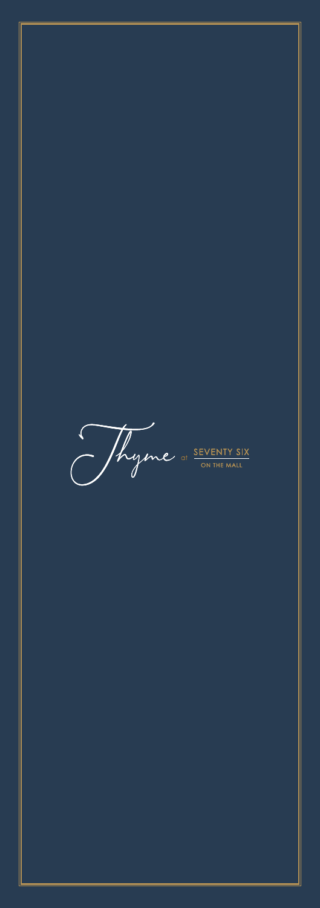# Thyme at SEVENTY SIX ON THE MALL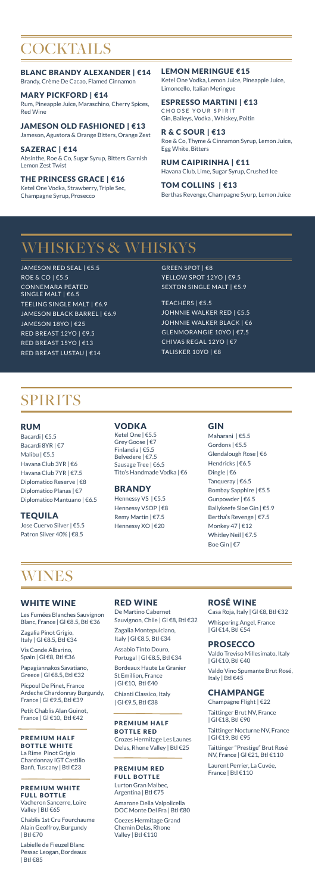# COCKTAILS

**BLANC BRANDY ALEXANDER | €14**
Brandy, Crème De Cacao, Flamed Cinnamon

**MARY PICKFORD | €14**
Rum, Pineapple Juice, Maraschino, Cherry Spices, Red Wine

**JAMESON OLD FASHIONED | €13**
Jameson, Agustora & Orange Bitters, Orange Zest

**SAZERAC | €14**
Absinthe, Roe & Co, Sugar Syrup, Bitters Garnish Lemon Zest Twist

**THE PRINCESS GRACE | €16**
Ketel One Vodka, Strawberry, Triple Sec, Champagne Syrup, Prosecco

**LEMON MERINGUE €15**
Ketel One Vodka, Lemon Juice, Pineapple Juice, Limoncello, Italian Meringue

**ESPRESSO MARTINI | €13**
CHOOSE YOUR SPIRIT
Gin, Baileys, Vodka , Whiskey, Poitin

**R & C SOUR | €13**
Roe & Co, Thyme & Cinnamon Syrup, Lemon Juice, Egg White, Bitters

**RUM CAIPIRINHA | €11**
Havana Club, Lime, Sugar Syrup, Crushed Ice

**TOM COLLINS | €13**
Berthas Revenge, Champagne Syurp, Lemon Juice

# WHISKEYS & WHISKYS

JAMESON RED SEAL | €5.5
ROE & CO | €5.5
CONNEMARA PEATED SINGLE MALT | €6.5
TEELING SINGLE MALT | €6.9
JAMESON BLACK BARREL | €6.9
JAMESON 18YO | €25
RED BREAST 12YO | €9.5
RED BREAST 15YO | €13
RED BREAST LUSTAU | €14

GREEN SPOT | €8
YELLOW SPOT 12YO | €9.5
SEXTON SINGLE MALT | €5.9

TEACHERS | €5.5
JOHNNIE WALKER RED | €5.5
JOHNNIE WALKER BLACK | €6
GLENMORANGIE 10YO | €7.5
CHIVAS REGAL 12YO | €7
TALISKER 10YO | €8

# SPIRITS

## RUM

Bacardi | €5.5
Bacardi 8YR | €7
Malibu | €5.5
Havana Club 3YR | €6
Havana Club 7YR | €7.5
Diplomatico Reserve | €8
Diplomatico Planas | €7
Diplomatico Mantuano | €6.5

## TEQUILA

Jose Cuervo Silver | €5.5
Patron Silver 40% | €8.5

## VODKA

Ketel One | €5.5
Grey Goose | €7
Finlandia | €5.5
Belvedere | €7.5
Sausage Tree | €6.5
Tito's Handmade Vodka | €6

## BRANDY

Hennessy VS | €5.5
Hennessy VSOP | €8
Remy Martin | €7.5
Hennessy XO | €20

## GIN

Maharani | €5.5
Gordons | €5.5
Glendalough Rose | €6
Hendricks | €6.5
Dingle | €6
Tanqueray | €6.5
Bombay Sapphire | €5.5
Gunpowder | €6.5
Ballykeefe Sloe Gin | €5.9
Bertha's Revenge | €7.5
Monkey 47 | €12
Whitley Neil | €7.5
Boe Gin | €7

# WINES

## WHITE WINE

Les Fumées Blanches Sauvignon Blanc, France | Gl €8.5, Btl €36

Zagalia Pinot Grigio, Italy | Gl €8.5, Btl €34

Vis Conde Albarino, Spain | Gl €8, Btl €36

Papagiannakos Savatiano, Greece | Gl €8.5, Btl €32

Picpoul De Pinet, France Ardeche Chardonnay Burgundy, France | Gl €9.5, Btl €39

Petit Chablis Alan Guinot, France | Gl €10, Btl €42

### PREMIUM HALF BOTTLE WHITE

La Rime Pinot Grigio Chardonnay IGT Castillo Banfi, Tuscany | Btl €23

### PREMIUM WHITE FULL BOTTLE

Vacheron Sancerre, Loire Valley | Btl €65

Chablis 1st Cru Fourchaume Alain Geoffroy, Burgundy | Btl €70

Labielle de Fieuzel Blanc Pessac Leogan, Bordeaux | Btl €85

## RED WINE

De Martino Cabernet Sauvignon, Chile | Gl €8, Btl €32

Zagalia Montepulciano, Italy | Gl €8.5, Btl €34

Assabio Tinto Douro, Portugal | Gl €8.5, Btl €34

Bordeaux Haute Le Granier St Emillion, France | Gl €10, Btl €40

Chianti Classico, Italy | Gl €9.5, Btl €38

### PREMIUM HALF BOTTLE RED

Crozes Hermitage Les Launes Delas, Rhone Valley | Btl €25

### PREMIUM RED FULL BOTTLE

Lurton Gran Malbec, Argentina | Btl €75

Amarone Della Valpolicella DOC Monte Del Fra | Btl €80

Coezes Hermitage Grand Chemin Delas, Rhone Valley | Btl €110

## ROSÉ WINE

Casa Roja, Italy | Gl €8, Btl €32

Whispering Angel, France | Gl €14, Btl €54

## PROSECCO

Valdo Treviso Millesimato, Italy | Gl €10, Btl €40

Valdo Vino Spumante Brut Rosé, Italy | Btl €45

## CHAMPANGE

Champagne Flight | €22

Taittinger Brut NV, France | Gl €18, Btl €90

Taittinger Nocturne NV, France | Gl €19, Btl €95

Taittinger "Prestige" Brut Rosé NV, France | Gl €21, Btl €110

Laurent Perrier, La Cuvée, France | Btl €110